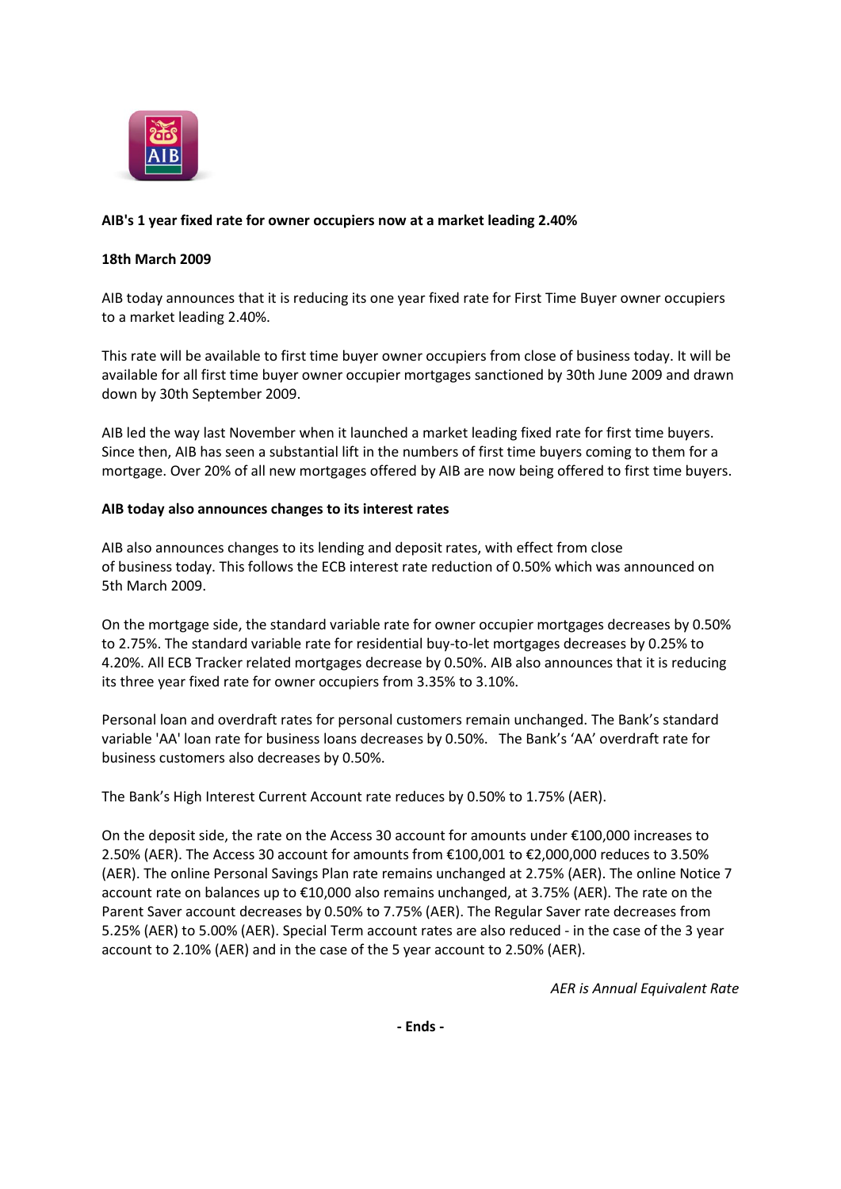**AIB's 1 year fixed rate for owner occupiers now at a market leading 2.40%**

**18th March 2009**

AIB today announces that it is reducing its one year fixed rate for First Time Buyer owner occupiers to a market leading 2.40%.

This rate will be available to first time buyer owner occupiers from close of business today. It will be available for all first time buyer owner occupier mortgages sanctioned by 30th June 2009 and drawn down by 30th September 2009.

AIB led the way last November when it launched a market leading fixed rate for first time buyers. Since then, AIB has seen a substantial lift in the numbers of first time buyers coming to them for a mortgage. Over 20% of all new mortgages offered by AIB are now being offered to first time buyers.

**AIB today also announces changes to its interest rates**

AIB also announces changes to its lending and deposit rates, with effect from close of business today. This follows the ECB interest rate reduction of 0.50% which was announced on 5th March 2009.

On the mortgage side, the standard variable rate for owner occupier mortgages decreases by 0.50% to 2.75%. The standard variable rate for residential buy-to-let mortgages decreases by 0.25% to 4.20%. All ECB Tracker related mortgages decrease by 0.50%. AIB also announces that it is reducing its three year fixed rate for owner occupiers from 3.35% to 3.10%.

Personal loan and overdraft rates for personal customers remain unchanged. The Bank's standard variable 'AA' loan rate for business loans decreases by 0.50%. The Bank's 'AA' overdraft rate for business customers also decreases by 0.50%.

The Bank's High Interest Current Account rate reduces by 0.50% to 1.75% (AER).

On the deposit side, the rate on the Access 30 account for amounts under €100,000 increases to 2.50% (AER). The Access 30 account for amounts from €100,001 to €2,000,000 reduces to 3.50% (AER). The online Personal Savings Plan rate remains unchanged at 2.75% (AER). The online Notice 7 account rate on balances up to €10,000 also remains unchanged, at 3.75% (AER). The rate on the Parent Saver account decreases by 0.50% to 7.75% (AER). The Regular Saver rate decreases from 5.25% (AER) to 5.00% (AER). Special Term account rates are also reduced - in the case of the 3 year account to 2.10% (AER) and in the case of the 5 year account to 2.50% (AER).

*AER is Annual Equivalent Rate*

**- Ends -**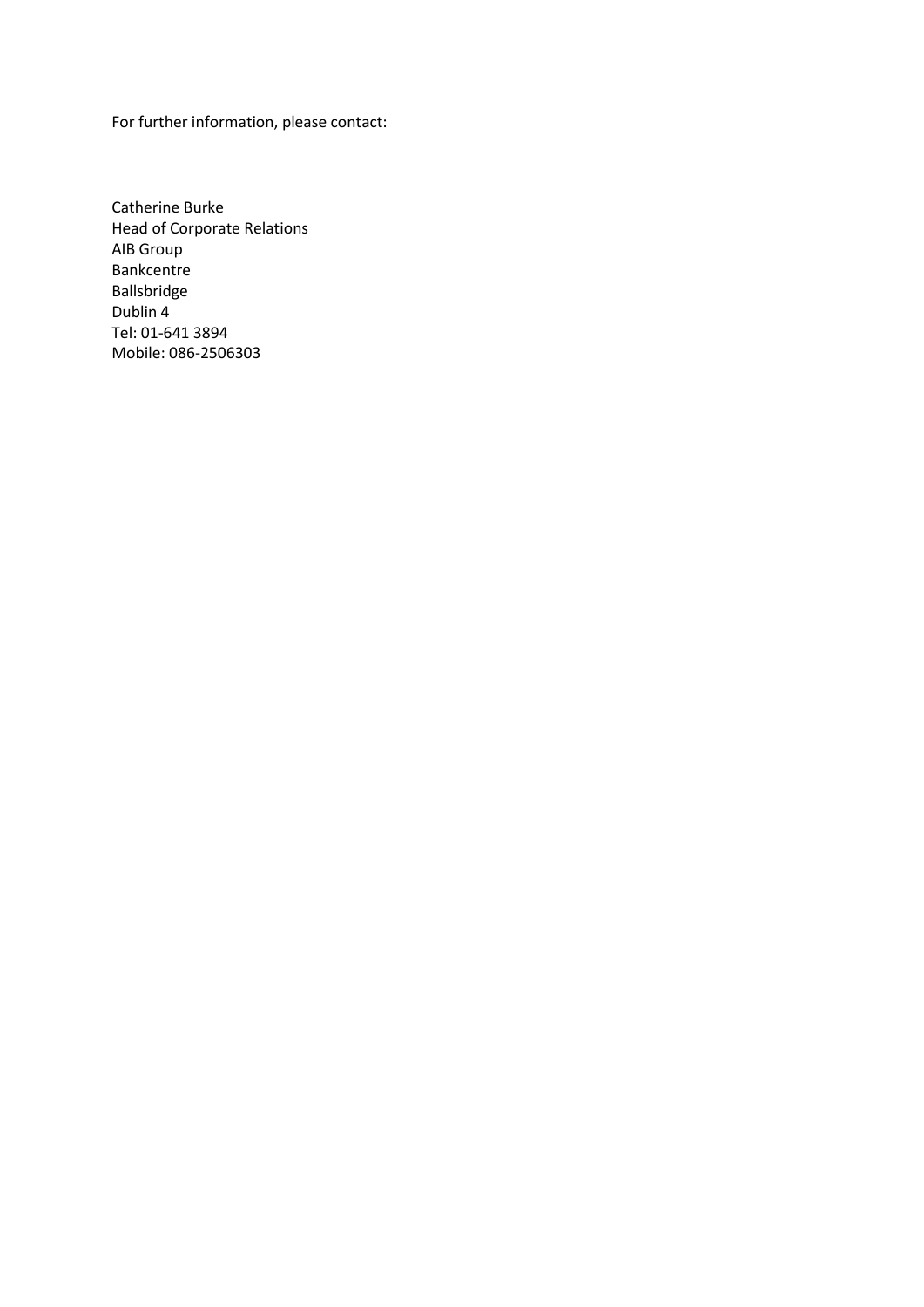For further information, please contact:

Catherine Burke
Head of Corporate Relations
AIB Group
Bankcentre
Ballsbridge
Dublin 4
Tel: 01-641 3894
Mobile: 086-2506303